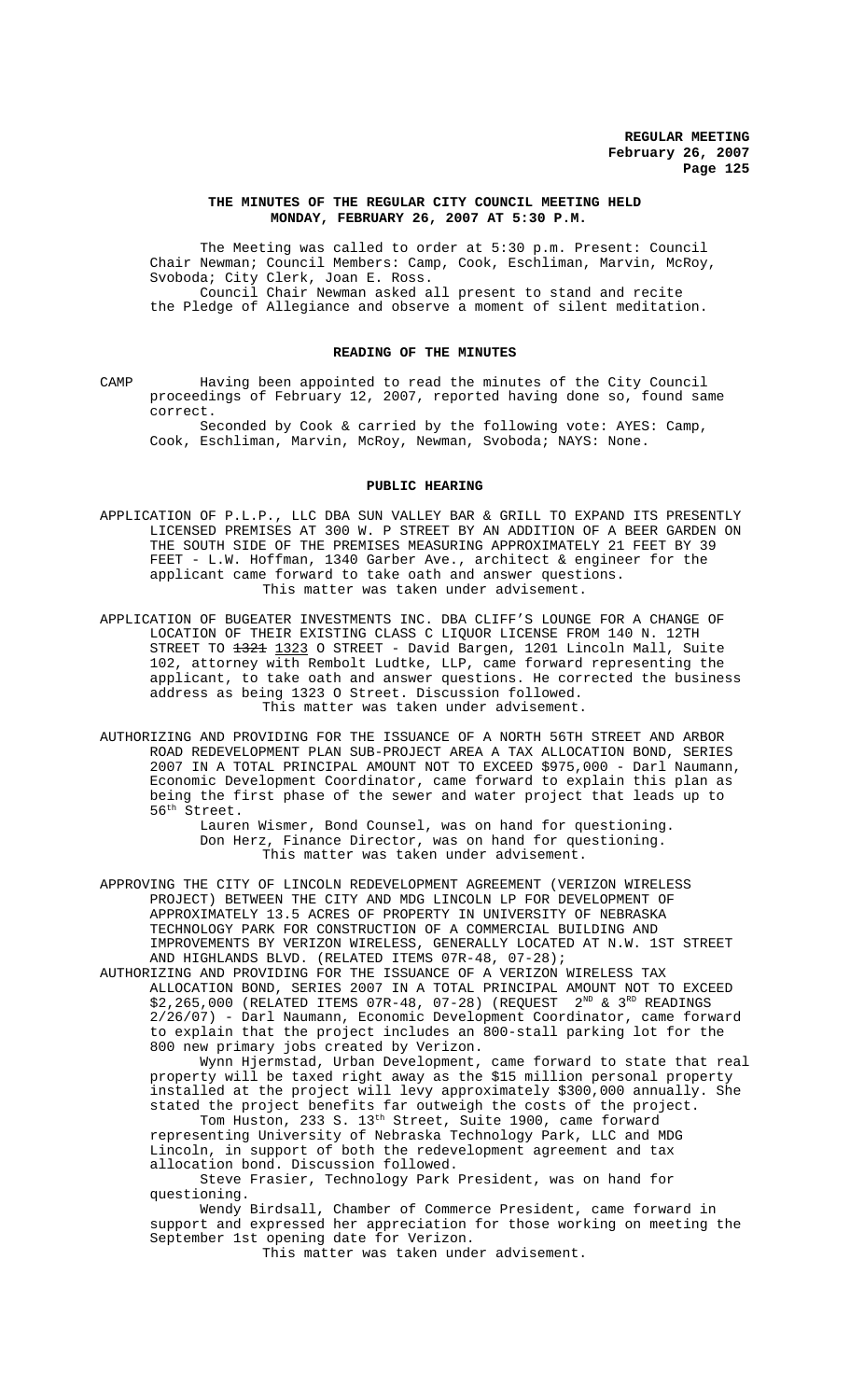### THE MINUTES OF THE REGULAR CITY COUNCIL MEETING HELD MONDAY, FEBRUARY 26, 2007 AT 5:30 P.M.

The Meeting was called to order at 5:30 p.m. Present: Council Chair Newman; Council Members: Camp, Cook, Eschliman, Marvin, McRoy, Svoboda; City Clerk, Joan E. Ross.

Council Chair Newman asked all present to stand and recite the Pledge of Allegiance and observe a moment of silent meditation.

### READING OF THE MINUTES

CAMP Having been appointed to read the minutes of the City Council proceedings of February 12, 2007, reported having done so, found same correct.

Seconded by Cook & carried by the following vote: AYES: Camp, Cook, Eschliman, Marvin, McRoy, Newman, Svoboda; NAYS: None.

### PUBLIC HEARING

APPLICATION OF P.L.P., LLC DBA SUN VALLEY BAR & GRILL TO EXPAND ITS PRESENTLY LICENSED PREMISES AT 300 W. P STREET BY AN ADDITION OF A BEER GARDEN ON THE SOUTH SIDE OF THE PREMISES MEASURING APPROXIMATELY 21 FEET BY 39 FEET - L.W. Hoffman, 1340 Garber Ave., architect & engineer for the applicant came forward to take oath and answer questions.

This matter was taken under advisement.

APPLICATION OF BUGEATER INVESTMENTS INC. DBA CLIFF'S LOUNGE FOR A CHANGE OF LOCATION OF THEIR EXISTING CLASS C LIQUOR LICENSE FROM 140 N. 12TH STREET TO ~~1321~~ 1323 O STREET - David Bargen, 1201 Lincoln Mall, Suite 102, attorney with Rembolt Ludtke, LLP, came forward representing the applicant, to take oath and answer questions. He corrected the business address as being 1323 O Street. Discussion followed.

This matter was taken under advisement.

AUTHORIZING AND PROVIDING FOR THE ISSUANCE OF A NORTH 56TH STREET AND ARBOR ROAD REDEVELOPMENT PLAN SUB-PROJECT AREA A TAX ALLOCATION BOND, SERIES 2007 IN A TOTAL PRINCIPAL AMOUNT NOT TO EXCEED $975,000 - Darl Naumann, Economic Development Coordinator, came forward to explain this plan as being the first phase of the sewer and water project that leads up to 56th Street.

Lauren Wismer, Bond Counsel, was on hand for questioning.

Don Herz, Finance Director, was on hand for questioning.

This matter was taken under advisement.

APPROVING THE CITY OF LINCOLN REDEVELOPMENT AGREEMENT (VERIZON WIRELESS PROJECT) BETWEEN THE CITY AND MDG LINCOLN LP FOR DEVELOPMENT OF APPROXIMATELY 13.5 ACRES OF PROPERTY IN UNIVERSITY OF NEBRASKA TECHNOLOGY PARK FOR CONSTRUCTION OF A COMMERCIAL BUILDING AND IMPROVEMENTS BY VERIZON WIRELESS, GENERALLY LOCATED AT N.W. 1ST STREET AND HIGHLANDS BLVD. (RELATED ITEMS 07R-48, 07-28);

AUTHORIZING AND PROVIDING FOR THE ISSUANCE OF A VERIZON WIRELESS TAX ALLOCATION BOND, SERIES 2007 IN A TOTAL PRINCIPAL AMOUNT NOT TO EXCEED $2,265,000 (RELATED ITEMS 07R-48, 07-28) (REQUEST 2ND & 3RD READINGS 2/26/07) - Darl Naumann, Economic Development Coordinator, came forward to explain that the project includes an 800-stall parking lot for the 800 new primary jobs created by Verizon.

Wynn Hjermstad, Urban Development, came forward to state that real property will be taxed right away as the $15 million personal property installed at the project will levy approximately $300,000 annually. She stated the project benefits far outweigh the costs of the project.

Tom Huston, 233 S. 13th Street, Suite 1900, came forward representing University of Nebraska Technology Park, LLC and MDG Lincoln, in support of both the redevelopment agreement and tax allocation bond. Discussion followed.

Steve Frasier, Technology Park President, was on hand for questioning.

Wendy Birdsall, Chamber of Commerce President, came forward in support and expressed her appreciation for those working on meeting the September 1st opening date for Verizon.

This matter was taken under advisement.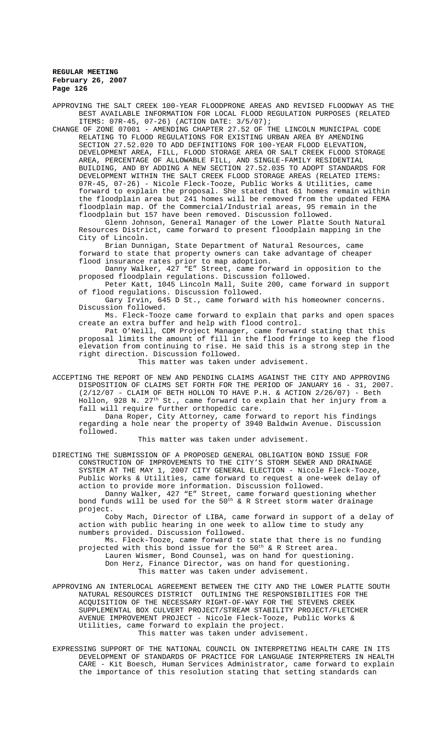APPROVING THE SALT CREEK 100-YEAR FLOODPRONE AREAS AND REVISED FLOODWAY AS THE BEST AVAILABLE INFORMATION FOR LOCAL FLOOD REGULATION PURPOSES (RELATED ITEMS: 07R-45, 07-26) (ACTION DATE: 3/5/07);

CHANGE OF ZONE 07001 - AMENDING CHAPTER 27.52 OF THE LINCOLN MUNICIPAL CODE RELATING TO FLOOD REGULATIONS FOR EXISTING URBAN AREA BY AMENDING SECTION 27.52.020 TO ADD DEFINITIONS FOR 100-YEAR FLOOD ELEVATION, DEVELOPMENT AREA, FILL, FLOOD STORAGE AREA OR SALT CREEK FLOOD STORAGE AREA, PERCENTAGE OF ALLOWABLE FILL, AND SINGLE-FAMILY RESIDENTIAL BUILDING, AND BY ADDING A NEW SECTION 27.52.035 TO ADOPT STANDARDS FOR DEVELOPMENT WITHIN THE SALT CREEK FLOOD STORAGE AREAS (RELATED ITEMS: 07R-45, 07-26) - Nicole Fleck-Tooze, Public Works & Utilities, came forward to explain the proposal. She stated that 61 homes remain within the floodplain area but 241 homes will be removed from the updated FEMA floodplain map. Of the Commercial/Industrial areas, 95 remain in the floodplain but 157 have been removed. Discussion followed.

Glenn Johnson, General Manager of the Lower Platte South Natural Resources District, came forward to present floodplain mapping in the City of Lincoln.

Brian Dunnigan, State Department of Natural Resources, came forward to state that property owners can take advantage of cheaper flood insurance rates prior to map adoption.

Danny Walker, 427 "E" Street, came forward in opposition to the proposed floodplain regulations. Discussion followed.

Peter Katt, 1045 Lincoln Mall, Suite 200, came forward in support of flood regulations. Discussion followed.

Gary Irvin, 645 D St., came forward with his homeowner concerns. Discussion followed.

Ms. Fleck-Tooze came forward to explain that parks and open spaces create an extra buffer and help with flood control.

Pat O'Neill, CDM Project Manager, came forward stating that this proposal limits the amount of fill in the flood fringe to keep the flood elevation from continuing to rise. He said this is a strong step in the right direction. Discussion followed.

This matter was taken under advisement.

ACCEPTING THE REPORT OF NEW AND PENDING CLAIMS AGAINST THE CITY AND APPROVING DISPOSITION OF CLAIMS SET FORTH FOR THE PERIOD OF JANUARY 16 - 31, 2007. (2/12/07 - CLAIM OF BETH HOLLON TO HAVE P.H. & ACTION 2/26/07) - Beth Hollon, 928 N. 27th St., came forward to explain that her injury from a fall will require further orthopedic care.

Dana Roper, City Attorney, came forward to report his findings regarding a hole near the property of 3940 Baldwin Avenue. Discussion followed.

This matter was taken under advisement.

DIRECTING THE SUBMISSION OF A PROPOSED GENERAL OBLIGATION BOND ISSUE FOR CONSTRUCTION OF IMPROVEMENTS TO THE CITY'S STORM SEWER AND DRAINAGE SYSTEM AT THE MAY 1, 2007 CITY GENERAL ELECTION - Nicole Fleck-Tooze, Public Works & Utilities, came forward to request a one-week delay of action to provide more information. Discussion followed.

Danny Walker, 427 "E" Street, came forward questioning whether bond funds will be used for the 50th & R Street storm water drainage project.

Coby Mach, Director of LIBA, came forward in support of a delay of action with public hearing in one week to allow time to study any numbers provided. Discussion followed.

Ms. Fleck-Tooze, came forward to state that there is no funding projected with this bond issue for the 50th & R Street area.

Lauren Wismer, Bond Counsel, was on hand for questioning.

Don Herz, Finance Director, was on hand for questioning.

This matter was taken under advisement.

APPROVING AN INTERLOCAL AGREEMENT BETWEEN THE CITY AND THE LOWER PLATTE SOUTH NATURAL RESOURCES DISTRICT OUTLINING THE RESPONSIBILITIES FOR THE ACQUISITION OF THE NECESSARY RIGHT-OF-WAY FOR THE STEVENS CREEK SUPPLEMENTAL BOX CULVERT PROJECT/STREAM STABILITY PROJECT/FLETCHER AVENUE IMPROVEMENT PROJECT - Nicole Fleck-Tooze, Public Works & Utilities, came forward to explain the project.

This matter was taken under advisement.

EXPRESSING SUPPORT OF THE NATIONAL COUNCIL ON INTERPRETING HEALTH CARE IN ITS DEVELOPMENT OF STANDARDS OF PRACTICE FOR LANGUAGE INTERPRETERS IN HEALTH CARE - Kit Boesch, Human Services Administrator, came forward to explain the importance of this resolution stating that setting standards can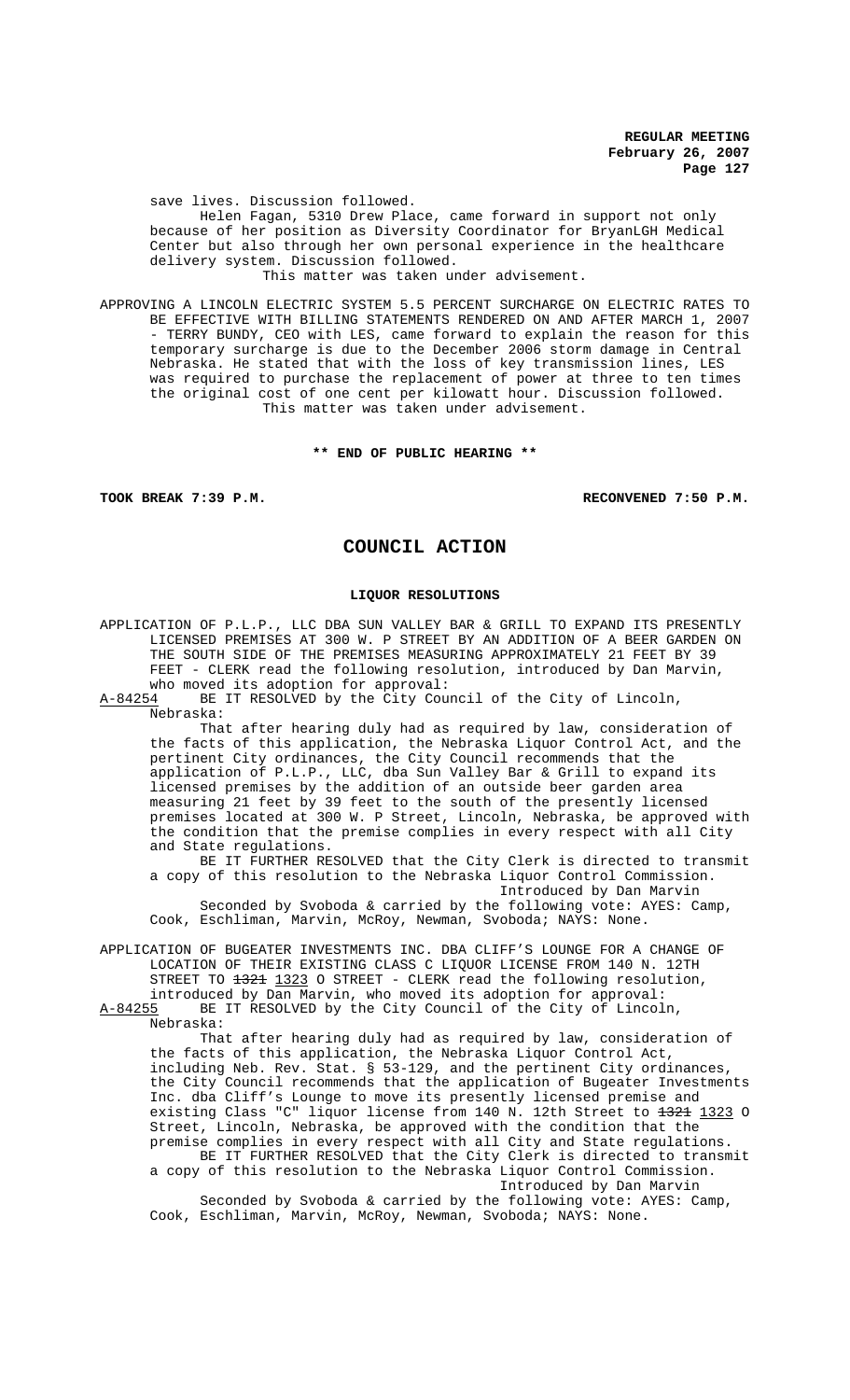save lives. Discussion followed.

Helen Fagan, 5310 Drew Place, came forward in support not only because of her position as Diversity Coordinator for BryanLGH Medical Center but also through her own personal experience in the healthcare delivery system. Discussion followed.

This matter was taken under advisement.

APPROVING A LINCOLN ELECTRIC SYSTEM 5.5 PERCENT SURCHARGE ON ELECTRIC RATES TO BE EFFECTIVE WITH BILLING STATEMENTS RENDERED ON AND AFTER MARCH 1, 2007 - TERRY BUNDY, CEO with LES, came forward to explain the reason for this temporary surcharge is due to the December 2006 storm damage in Central Nebraska. He stated that with the loss of key transmission lines, LES was required to purchase the replacement of power at three to ten times the original cost of one cent per kilowatt hour. Discussion followed.

This matter was taken under advisement.

**\*\* END OF PUBLIC HEARING \*\***

**TOOK BREAK 7:39 P.M.** **RECONVENED 7:50 P.M.**

# COUNCIL ACTION

## LIQUOR RESOLUTIONS

APPLICATION OF P.L.P., LLC DBA SUN VALLEY BAR & GRILL TO EXPAND ITS PRESENTLY LICENSED PREMISES AT 300 W. P STREET BY AN ADDITION OF A BEER GARDEN ON THE SOUTH SIDE OF THE PREMISES MEASURING APPROXIMATELY 21 FEET BY 39 FEET - CLERK read the following resolution, introduced by Dan Marvin, who moved its adoption for approval:

A-84254 BE IT RESOLVED by the City Council of the City of Lincoln, Nebraska:

That after hearing duly had as required by law, consideration of the facts of this application, the Nebraska Liquor Control Act, and the pertinent City ordinances, the City Council recommends that the application of P.L.P., LLC, dba Sun Valley Bar & Grill to expand its licensed premises by the addition of an outside beer garden area measuring 21 feet by 39 feet to the south of the presently licensed premises located at 300 W. P Street, Lincoln, Nebraska, be approved with the condition that the premise complies in every respect with all City and State regulations.

BE IT FURTHER RESOLVED that the City Clerk is directed to transmit a copy of this resolution to the Nebraska Liquor Control Commission.

Introduced by Dan Marvin

Seconded by Svoboda & carried by the following vote: AYES: Camp, Cook, Eschliman, Marvin, McRoy, Newman, Svoboda; NAYS: None.

APPLICATION OF BUGEATER INVESTMENTS INC. DBA CLIFF'S LOUNGE FOR A CHANGE OF LOCATION OF THEIR EXISTING CLASS C LIQUOR LICENSE FROM 140 N. 12TH STREET TO ~~1321~~ 1323 O STREET - CLERK read the following resolution, introduced by Dan Marvin, who moved its adoption for approval:

A-84255 BE IT RESOLVED by the City Council of the City of Lincoln, Nebraska:

That after hearing duly had as required by law, consideration of the facts of this application, the Nebraska Liquor Control Act, including Neb. Rev. Stat. § 53-129, and the pertinent City ordinances, the City Council recommends that the application of Bugeater Investments Inc. dba Cliff's Lounge to move its presently licensed premise and existing Class "C" liquor license from 140 N. 12th Street to ~~1321~~ 1323 O Street, Lincoln, Nebraska, be approved with the condition that the premise complies in every respect with all City and State regulations.

BE IT FURTHER RESOLVED that the City Clerk is directed to transmit a copy of this resolution to the Nebraska Liquor Control Commission.

Introduced by Dan Marvin

Seconded by Svoboda & carried by the following vote: AYES: Camp, Cook, Eschliman, Marvin, McRoy, Newman, Svoboda; NAYS: None.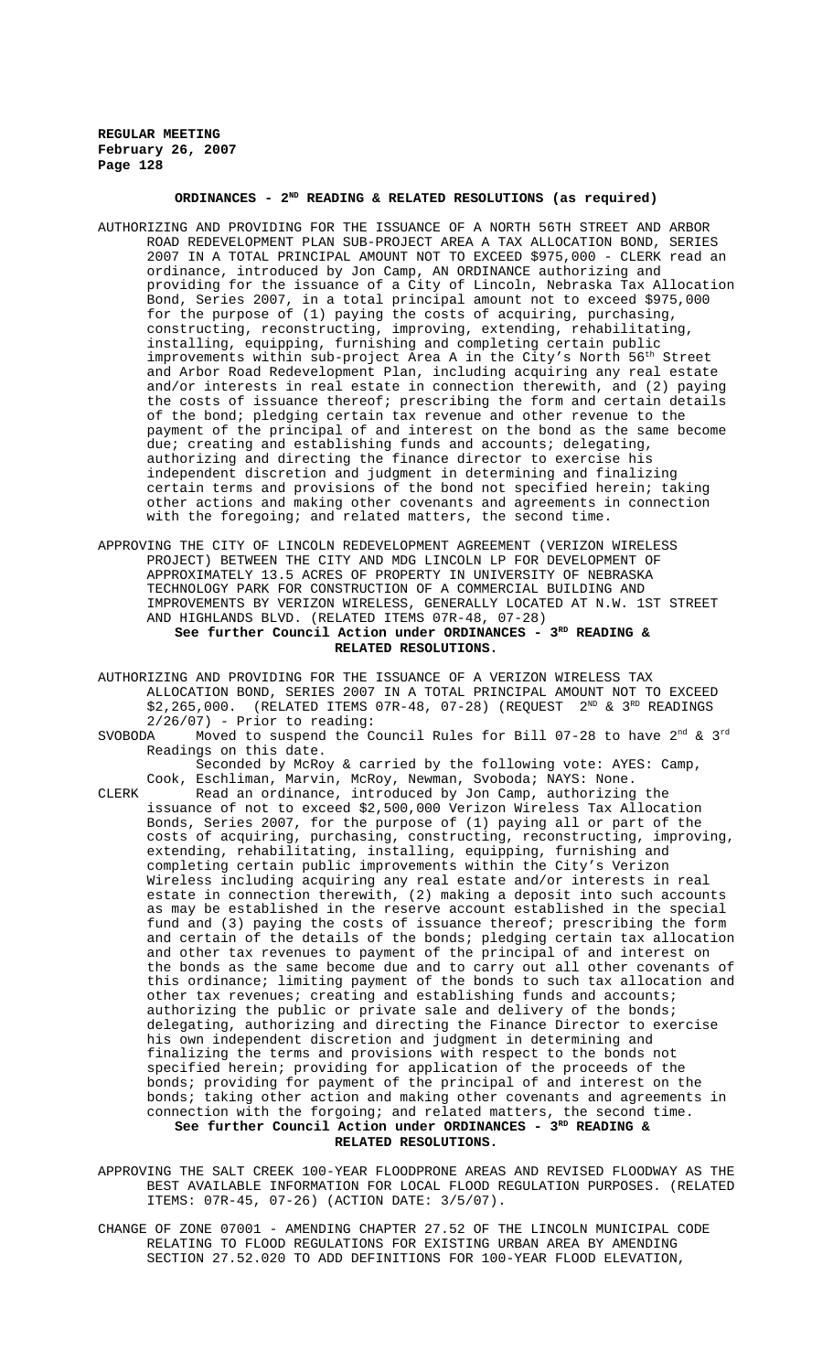## ORDINANCES - 2[ND] READING & RELATED RESOLUTIONS (as required)

AUTHORIZING AND PROVIDING FOR THE ISSUANCE OF A NORTH 56TH STREET AND ARBOR ROAD REDEVELOPMENT PLAN SUB-PROJECT AREA A TAX ALLOCATION BOND, SERIES 2007 IN A TOTAL PRINCIPAL AMOUNT NOT TO EXCEED $975,000 - CLERK read an ordinance, introduced by Jon Camp, AN ORDINANCE authorizing and providing for the issuance of a City of Lincoln, Nebraska Tax Allocation Bond, Series 2007, in a total principal amount not to exceed $975,000 for the purpose of (1) paying the costs of acquiring, purchasing, constructing, reconstructing, improving, extending, rehabilitating, installing, equipping, furnishing and completing certain public improvements within sub-project Area A in the City's North 56th Street and Arbor Road Redevelopment Plan, including acquiring any real estate and/or interests in real estate in connection therewith, and (2) paying the costs of issuance thereof; prescribing the form and certain details of the bond; pledging certain tax revenue and other revenue to the payment of the principal of and interest on the bond as the same become due; creating and establishing funds and accounts; delegating, authorizing and directing the finance director to exercise his independent discretion and judgment in determining and finalizing certain terms and provisions of the bond not specified herein; taking other actions and making other covenants and agreements in connection with the foregoing; and related matters, the second time.

APPROVING THE CITY OF LINCOLN REDEVELOPMENT AGREEMENT (VERIZON WIRELESS PROJECT) BETWEEN THE CITY AND MDG LINCOLN LP FOR DEVELOPMENT OF APPROXIMATELY 13.5 ACRES OF PROPERTY IN UNIVERSITY OF NEBRASKA TECHNOLOGY PARK FOR CONSTRUCTION OF A COMMERCIAL BUILDING AND IMPROVEMENTS BY VERIZON WIRELESS, GENERALLY LOCATED AT N.W. 1ST STREET AND HIGHLANDS BLVD. (RELATED ITEMS 07R-48, 07-28)

**See further Council Action under ORDINANCES - 3[RD] READING & RELATED RESOLUTIONS.**

AUTHORIZING AND PROVIDING FOR THE ISSUANCE OF A VERIZON WIRELESS TAX ALLOCATION BOND, SERIES 2007 IN A TOTAL PRINCIPAL AMOUNT NOT TO EXCEED $2,265,000. (RELATED ITEMS 07R-48, 07-28) (REQUEST 2[ND] & 3[RD] READINGS 2/26/07) - Prior to reading:

SVOBODA Moved to suspend the Council Rules for Bill 07-28 to have 2[nd] & 3[rd] Readings on this date.

Seconded by McRoy & carried by the following vote: AYES: Camp, Cook, Eschliman, Marvin, McRoy, Newman, Svoboda; NAYS: None.

CLERK Read an ordinance, introduced by Jon Camp, authorizing the issuance of not to exceed $2,500,000 Verizon Wireless Tax Allocation Bonds, Series 2007, for the purpose of (1) paying all or part of the costs of acquiring, purchasing, constructing, reconstructing, improving, extending, rehabilitating, installing, equipping, furnishing and completing certain public improvements within the City's Verizon Wireless including acquiring any real estate and/or interests in real estate in connection therewith, (2) making a deposit into such accounts as may be established in the reserve account established in the special fund and (3) paying the costs of issuance thereof; prescribing the form and certain of the details of the bonds; pledging certain tax allocation and other tax revenues to payment of the principal of and interest on the bonds as the same become due and to carry out all other covenants of this ordinance; limiting payment of the bonds to such tax allocation and other tax revenues; creating and establishing funds and accounts; authorizing the public or private sale and delivery of the bonds; delegating, authorizing and directing the Finance Director to exercise his own independent discretion and judgment in determining and finalizing the terms and provisions with respect to the bonds not specified herein; providing for application of the proceeds of the bonds; providing for payment of the principal of and interest on the bonds; taking other action and making other covenants and agreements in connection with the forgoing; and related matters, the second time.

**See further Council Action under ORDINANCES - 3[RD] READING & RELATED RESOLUTIONS.**

APPROVING THE SALT CREEK 100-YEAR FLOODPRONE AREAS AND REVISED FLOODWAY AS THE BEST AVAILABLE INFORMATION FOR LOCAL FLOOD REGULATION PURPOSES. (RELATED ITEMS: 07R-45, 07-26) (ACTION DATE: 3/5/07).

CHANGE OF ZONE 07001 - AMENDING CHAPTER 27.52 OF THE LINCOLN MUNICIPAL CODE RELATING TO FLOOD REGULATIONS FOR EXISTING URBAN AREA BY AMENDING SECTION 27.52.020 TO ADD DEFINITIONS FOR 100-YEAR FLOOD ELEVATION,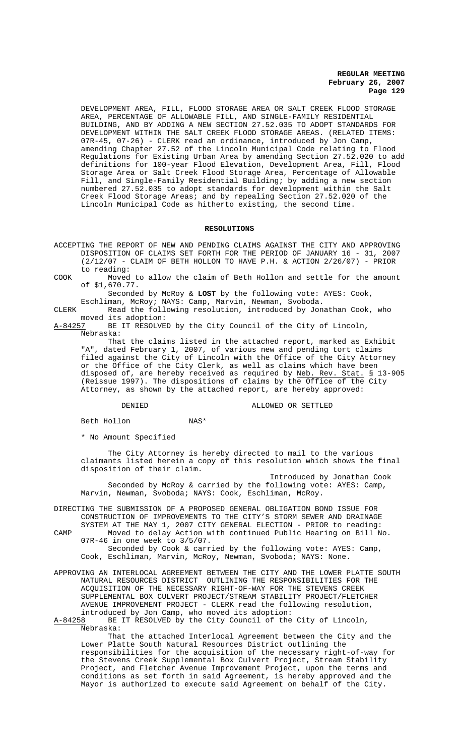DEVELOPMENT AREA, FILL, FLOOD STORAGE AREA OR SALT CREEK FLOOD STORAGE AREA, PERCENTAGE OF ALLOWABLE FILL, AND SINGLE-FAMILY RESIDENTIAL BUILDING, AND BY ADDING A NEW SECTION 27.52.035 TO ADOPT STANDARDS FOR DEVELOPMENT WITHIN THE SALT CREEK FLOOD STORAGE AREAS. (RELATED ITEMS: 07R-45, 07-26) - CLERK read an ordinance, introduced by Jon Camp, amending Chapter 27.52 of the Lincoln Municipal Code relating to Flood Regulations for Existing Urban Area by amending Section 27.52.020 to add definitions for 100-year Flood Elevation, Development Area, Fill, Flood Storage Area or Salt Creek Flood Storage Area, Percentage of Allowable Fill, and Single-Family Residential Building; by adding a new section numbered 27.52.035 to adopt standards for development within the Salt Creek Flood Storage Areas; and by repealing Section 27.52.020 of the Lincoln Municipal Code as hitherto existing, the second time.

## RESOLUTIONS

ACCEPTING THE REPORT OF NEW AND PENDING CLAIMS AGAINST THE CITY AND APPROVING DISPOSITION OF CLAIMS SET FORTH FOR THE PERIOD OF JANUARY 16 - 31, 2007 (2/12/07 - CLAIM OF BETH HOLLON TO HAVE P.H. & ACTION 2/26/07) - PRIOR to reading:

COOK Moved to allow the claim of Beth Hollon and settle for the amount of $1,670.77.

Seconded by McRoy & **LOST** by the following vote: AYES: Cook, Eschliman, McRoy; NAYS: Camp, Marvin, Newman, Svoboda.

CLERK Read the following resolution, introduced by Jonathan Cook, who moved its adoption:

A-84257 BE IT RESOLVED by the City Council of the City of Lincoln, Nebraska:

That the claims listed in the attached report, marked as Exhibit "A", dated February 1, 2007, of various new and pending tort claims filed against the City of Lincoln with the Office of the City Attorney or the Office of the City Clerk, as well as claims which have been disposed of, are hereby received as required by Neb. Rev. Stat. § 13-905 (Reissue 1997). The dispositions of claims by the Office of the City Attorney, as shown by the attached report, are hereby approved:

| DENIED | | ALLOWED OR SETTLED |
|---|---|---|
| Beth Hollon | NAS* | |

* No Amount Specified

The City Attorney is hereby directed to mail to the various claimants listed herein a copy of this resolution which shows the final disposition of their claim.

Introduced by Jonathan Cook

Seconded by McRoy & carried by the following vote: AYES: Camp, Marvin, Newman, Svoboda; NAYS: Cook, Eschliman, McRoy.

DIRECTING THE SUBMISSION OF A PROPOSED GENERAL OBLIGATION BOND ISSUE FOR CONSTRUCTION OF IMPROVEMENTS TO THE CITY'S STORM SEWER AND DRAINAGE SYSTEM AT THE MAY 1, 2007 CITY GENERAL ELECTION - PRIOR to reading:

CAMP Moved to delay Action with continued Public Hearing on Bill No. 07R-46 in one week to 3/5/07.

Seconded by Cook & carried by the following vote: AYES: Camp, Cook, Eschliman, Marvin, McRoy, Newman, Svoboda; NAYS: None.

APPROVING AN INTERLOCAL AGREEMENT BETWEEN THE CITY AND THE LOWER PLATTE SOUTH NATURAL RESOURCES DISTRICT OUTLINING THE RESPONSIBILITIES FOR THE ACQUISITION OF THE NECESSARY RIGHT-OF-WAY FOR THE STEVENS CREEK SUPPLEMENTAL BOX CULVERT PROJECT/STREAM STABILITY PROJECT/FLETCHER AVENUE IMPROVEMENT PROJECT - CLERK read the following resolution, introduced by Jon Camp, who moved its adoption:

A-84258 BE IT RESOLVED by the City Council of the City of Lincoln, Nebraska:

That the attached Interlocal Agreement between the City and the Lower Platte South Natural Resources District outlining the responsibilities for the acquisition of the necessary right-of-way for the Stevens Creek Supplemental Box Culvert Project, Stream Stability Project, and Fletcher Avenue Improvement Project, upon the terms and conditions as set forth in said Agreement, is hereby approved and the Mayor is authorized to execute said Agreement on behalf of the City.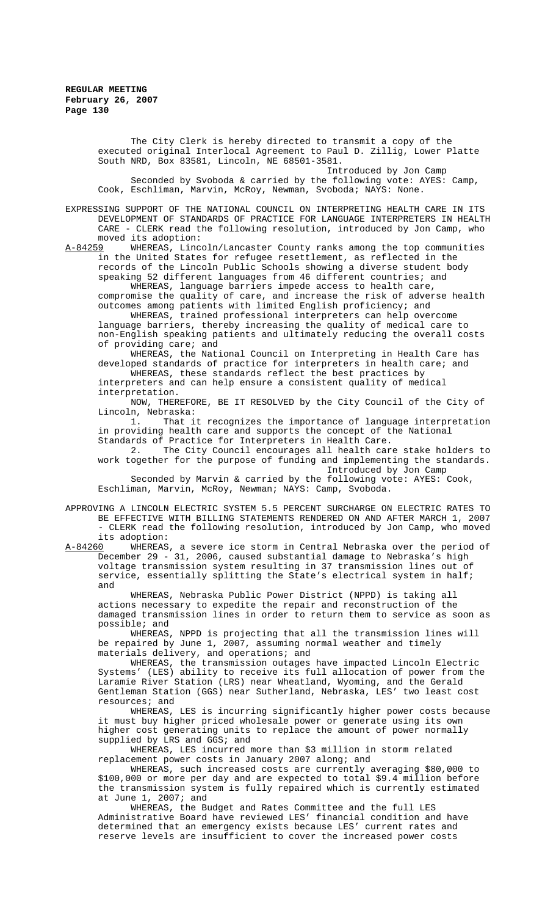The City Clerk is hereby directed to transmit a copy of the executed original Interlocal Agreement to Paul D. Zillig, Lower Platte South NRD, Box 83581, Lincoln, NE 68501-3581.

Introduced by Jon Camp

Seconded by Svoboda & carried by the following vote: AYES: Camp, Cook, Eschliman, Marvin, McRoy, Newman, Svoboda; NAYS: None.

EXPRESSING SUPPORT OF THE NATIONAL COUNCIL ON INTERPRETING HEALTH CARE IN ITS DEVELOPMENT OF STANDARDS OF PRACTICE FOR LANGUAGE INTERPRETERS IN HEALTH CARE - CLERK read the following resolution, introduced by Jon Camp, who moved its adoption:

A-84259 WHEREAS, Lincoln/Lancaster County ranks among the top communities in the United States for refugee resettlement, as reflected in the records of the Lincoln Public Schools showing a diverse student body speaking 52 different languages from 46 different countries; and

WHEREAS, language barriers impede access to health care, compromise the quality of care, and increase the risk of adverse health outcomes among patients with limited English proficiency; and

WHEREAS, trained professional interpreters can help overcome language barriers, thereby increasing the quality of medical care to non-English speaking patients and ultimately reducing the overall costs of providing care; and

WHEREAS, the National Council on Interpreting in Health Care has developed standards of practice for interpreters in health care; and

WHEREAS, these standards reflect the best practices by interpreters and can help ensure a consistent quality of medical interpretation.

NOW, THEREFORE, BE IT RESOLVED by the City Council of the City of Lincoln, Nebraska:

1. That it recognizes the importance of language interpretation in providing health care and supports the concept of the National Standards of Practice for Interpreters in Health Care.

2. The City Council encourages all health care stake holders to work together for the purpose of funding and implementing the standards.

Introduced by Jon Camp

Seconded by Marvin & carried by the following vote: AYES: Cook, Eschliman, Marvin, McRoy, Newman; NAYS: Camp, Svoboda.

APPROVING A LINCOLN ELECTRIC SYSTEM 5.5 PERCENT SURCHARGE ON ELECTRIC RATES TO BE EFFECTIVE WITH BILLING STATEMENTS RENDERED ON AND AFTER MARCH 1, 2007 - CLERK read the following resolution, introduced by Jon Camp, who moved its adoption:

A-84260 WHEREAS, a severe ice storm in Central Nebraska over the period of December 29 - 31, 2006, caused substantial damage to Nebraska's high voltage transmission system resulting in 37 transmission lines out of service, essentially splitting the State's electrical system in half; and

WHEREAS, Nebraska Public Power District (NPPD) is taking all actions necessary to expedite the repair and reconstruction of the damaged transmission lines in order to return them to service as soon as possible; and

WHEREAS, NPPD is projecting that all the transmission lines will be repaired by June 1, 2007, assuming normal weather and timely materials delivery, and operations; and

WHEREAS, the transmission outages have impacted Lincoln Electric Systems' (LES) ability to receive its full allocation of power from the Laramie River Station (LRS) near Wheatland, Wyoming, and the Gerald Gentleman Station (GGS) near Sutherland, Nebraska, LES' two least cost resources; and

WHEREAS, LES is incurring significantly higher power costs because it must buy higher priced wholesale power or generate using its own higher cost generating units to replace the amount of power normally supplied by LRS and GGS; and

WHEREAS, LES incurred more than $3 million in storm related replacement power costs in January 2007 along; and

WHEREAS, such increased costs are currently averaging $80,000 to $100,000 or more per day and are expected to total $9.4 million before the transmission system is fully repaired which is currently estimated at June 1, 2007; and

WHEREAS, the Budget and Rates Committee and the full LES Administrative Board have reviewed LES' financial condition and have determined that an emergency exists because LES' current rates and reserve levels are insufficient to cover the increased power costs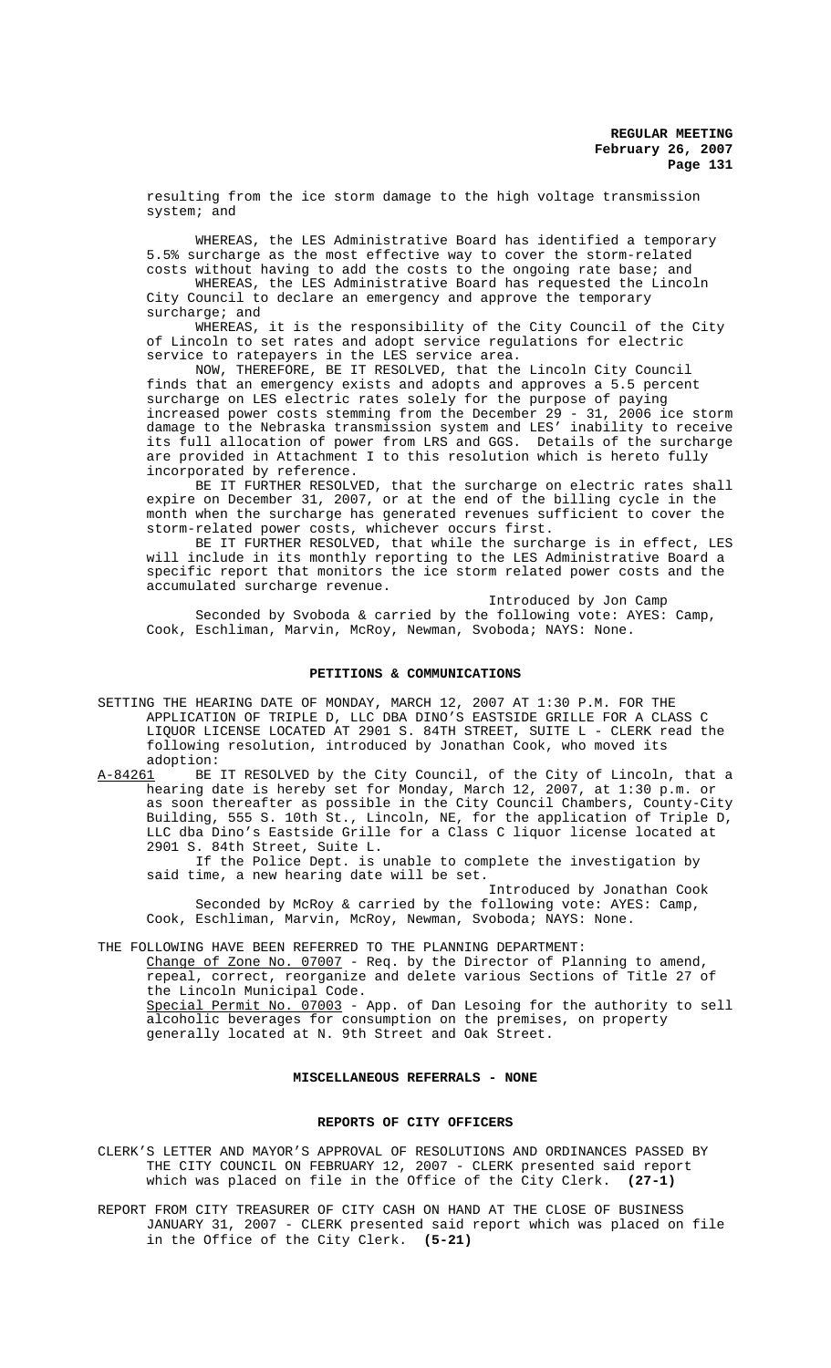resulting from the ice storm damage to the high voltage transmission system; and

WHEREAS, the LES Administrative Board has identified a temporary 5.5% surcharge as the most effective way to cover the storm-related costs without having to add the costs to the ongoing rate base; and

WHEREAS, the LES Administrative Board has requested the Lincoln City Council to declare an emergency and approve the temporary surcharge; and

WHEREAS, it is the responsibility of the City Council of the City of Lincoln to set rates and adopt service regulations for electric service to ratepayers in the LES service area.

NOW, THEREFORE, BE IT RESOLVED, that the Lincoln City Council finds that an emergency exists and adopts and approves a 5.5 percent surcharge on LES electric rates solely for the purpose of paying increased power costs stemming from the December 29 - 31, 2006 ice storm damage to the Nebraska transmission system and LES' inability to receive its full allocation of power from LRS and GGS. Details of the surcharge are provided in Attachment I to this resolution which is hereto fully incorporated by reference.

BE IT FURTHER RESOLVED, that the surcharge on electric rates shall expire on December 31, 2007, or at the end of the billing cycle in the month when the surcharge has generated revenues sufficient to cover the storm-related power costs, whichever occurs first.

BE IT FURTHER RESOLVED, that while the surcharge is in effect, LES will include in its monthly reporting to the LES Administrative Board a specific report that monitors the ice storm related power costs and the accumulated surcharge revenue.

Introduced by Jon Camp

Seconded by Svoboda & carried by the following vote: AYES: Camp, Cook, Eschliman, Marvin, McRoy, Newman, Svoboda; NAYS: None.

**PETITIONS & COMMUNICATIONS**

SETTING THE HEARING DATE OF MONDAY, MARCH 12, 2007 AT 1:30 P.M. FOR THE APPLICATION OF TRIPLE D, LLC DBA DINO'S EASTSIDE GRILLE FOR A CLASS C LIQUOR LICENSE LOCATED AT 2901 S. 84TH STREET, SUITE L - CLERK read the following resolution, introduced by Jonathan Cook, who moved its adoption:

A-84261 BE IT RESOLVED by the City Council, of the City of Lincoln, that a hearing date is hereby set for Monday, March 12, 2007, at 1:30 p.m. or as soon thereafter as possible in the City Council Chambers, County-City Building, 555 S. 10th St., Lincoln, NE, for the application of Triple D, LLC dba Dino's Eastside Grille for a Class C liquor license located at 2901 S. 84th Street, Suite L.

If the Police Dept. is unable to complete the investigation by said time, a new hearing date will be set.

Introduced by Jonathan Cook

Seconded by McRoy & carried by the following vote: AYES: Camp, Cook, Eschliman, Marvin, McRoy, Newman, Svoboda; NAYS: None.

THE FOLLOWING HAVE BEEN REFERRED TO THE PLANNING DEPARTMENT:

Change of Zone No. 07007 - Req. by the Director of Planning to amend, repeal, correct, reorganize and delete various Sections of Title 27 of the Lincoln Municipal Code.

Special Permit No. 07003 - App. of Dan Lesoing for the authority to sell alcoholic beverages for consumption on the premises, on property generally located at N. 9th Street and Oak Street.

**MISCELLANEOUS REFERRALS - NONE**

**REPORTS OF CITY OFFICERS**

CLERK'S LETTER AND MAYOR'S APPROVAL OF RESOLUTIONS AND ORDINANCES PASSED BY THE CITY COUNCIL ON FEBRUARY 12, 2007 - CLERK presented said report which was placed on file in the Office of the City Clerk. **(27-1)**

REPORT FROM CITY TREASURER OF CITY CASH ON HAND AT THE CLOSE OF BUSINESS JANUARY 31, 2007 - CLERK presented said report which was placed on file in the Office of the City Clerk. **(5-21)**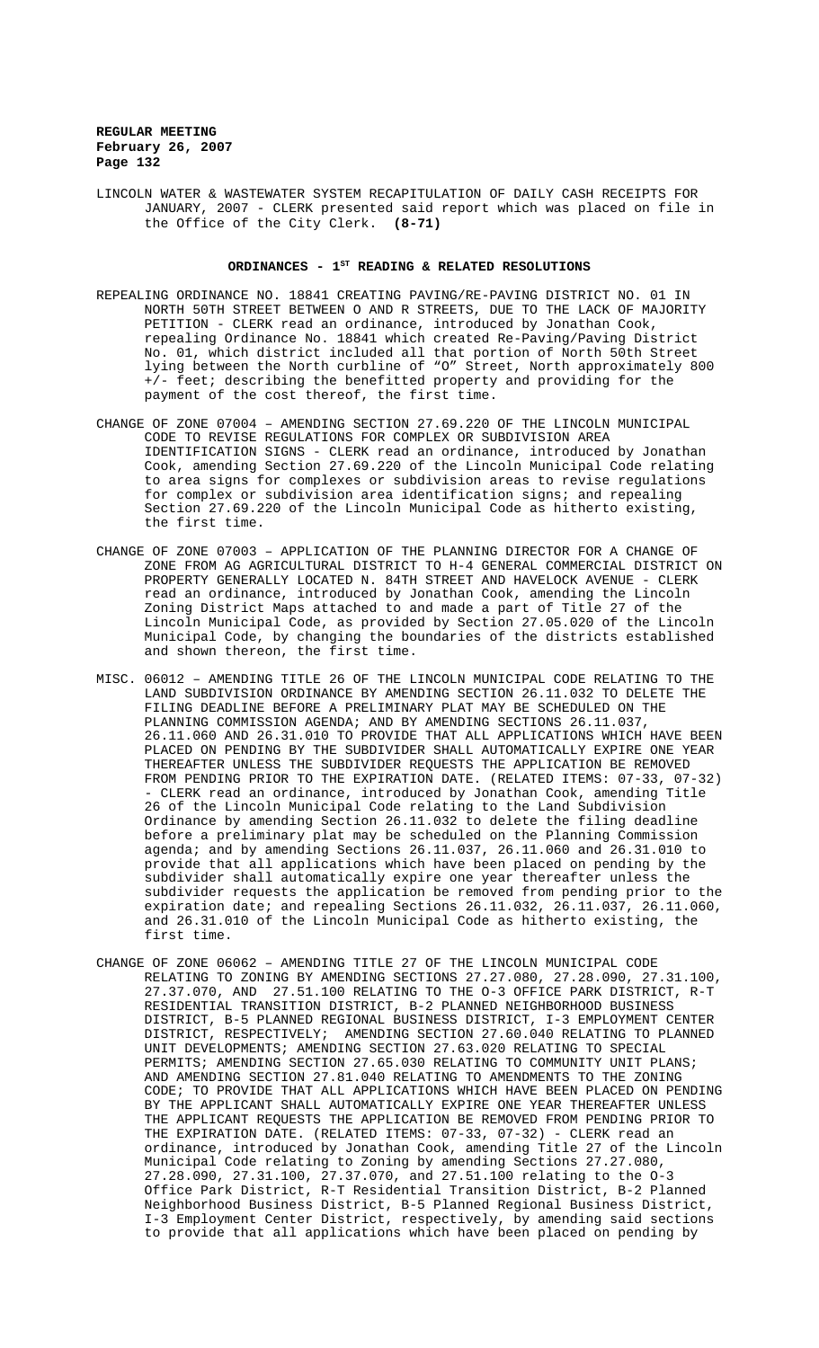LINCOLN WATER & WASTEWATER SYSTEM RECAPITULATION OF DAILY CASH RECEIPTS FOR JANUARY, 2007 - CLERK presented said report which was placed on file in the Office of the City Clerk. **(8-71)**

## ORDINANCES - 1ST READING & RELATED RESOLUTIONS

REPEALING ORDINANCE NO. 18841 CREATING PAVING/RE-PAVING DISTRICT NO. 01 IN NORTH 50TH STREET BETWEEN O AND R STREETS, DUE TO THE LACK OF MAJORITY PETITION - CLERK read an ordinance, introduced by Jonathan Cook, repealing Ordinance No. 18841 which created Re-Paving/Paving District No. 01, which district included all that portion of North 50th Street lying between the North curbline of "O" Street, North approximately 800 +/- feet; describing the benefitted property and providing for the payment of the cost thereof, the first time.

CHANGE OF ZONE 07004 – AMENDING SECTION 27.69.220 OF THE LINCOLN MUNICIPAL CODE TO REVISE REGULATIONS FOR COMPLEX OR SUBDIVISION AREA IDENTIFICATION SIGNS - CLERK read an ordinance, introduced by Jonathan Cook, amending Section 27.69.220 of the Lincoln Municipal Code relating to area signs for complexes or subdivision areas to revise regulations for complex or subdivision area identification signs; and repealing Section 27.69.220 of the Lincoln Municipal Code as hitherto existing, the first time.

CHANGE OF ZONE 07003 – APPLICATION OF THE PLANNING DIRECTOR FOR A CHANGE OF ZONE FROM AG AGRICULTURAL DISTRICT TO H-4 GENERAL COMMERCIAL DISTRICT ON PROPERTY GENERALLY LOCATED N. 84TH STREET AND HAVELOCK AVENUE - CLERK read an ordinance, introduced by Jonathan Cook, amending the Lincoln Zoning District Maps attached to and made a part of Title 27 of the Lincoln Municipal Code, as provided by Section 27.05.020 of the Lincoln Municipal Code, by changing the boundaries of the districts established and shown thereon, the first time.

MISC. 06012 – AMENDING TITLE 26 OF THE LINCOLN MUNICIPAL CODE RELATING TO THE LAND SUBDIVISION ORDINANCE BY AMENDING SECTION 26.11.032 TO DELETE THE FILING DEADLINE BEFORE A PRELIMINARY PLAT MAY BE SCHEDULED ON THE PLANNING COMMISSION AGENDA; AND BY AMENDING SECTIONS 26.11.037, 26.11.060 AND 26.31.010 TO PROVIDE THAT ALL APPLICATIONS WHICH HAVE BEEN PLACED ON PENDING BY THE SUBDIVIDER SHALL AUTOMATICALLY EXPIRE ONE YEAR THEREAFTER UNLESS THE SUBDIVIDER REQUESTS THE APPLICATION BE REMOVED FROM PENDING PRIOR TO THE EXPIRATION DATE. (RELATED ITEMS: 07-33, 07-32) - CLERK read an ordinance, introduced by Jonathan Cook, amending Title 26 of the Lincoln Municipal Code relating to the Land Subdivision Ordinance by amending Section 26.11.032 to delete the filing deadline before a preliminary plat may be scheduled on the Planning Commission agenda; and by amending Sections 26.11.037, 26.11.060 and 26.31.010 to provide that all applications which have been placed on pending by the subdivider shall automatically expire one year thereafter unless the subdivider requests the application be removed from pending prior to the expiration date; and repealing Sections 26.11.032, 26.11.037, 26.11.060, and 26.31.010 of the Lincoln Municipal Code as hitherto existing, the first time.

CHANGE OF ZONE 06062 – AMENDING TITLE 27 OF THE LINCOLN MUNICIPAL CODE RELATING TO ZONING BY AMENDING SECTIONS 27.27.080, 27.28.090, 27.31.100, 27.37.070, AND 27.51.100 RELATING TO THE O-3 OFFICE PARK DISTRICT, R-T RESIDENTIAL TRANSITION DISTRICT, B-2 PLANNED NEIGHBORHOOD BUSINESS DISTRICT, B-5 PLANNED REGIONAL BUSINESS DISTRICT, I-3 EMPLOYMENT CENTER DISTRICT, RESPECTIVELY; AMENDING SECTION 27.60.040 RELATING TO PLANNED UNIT DEVELOPMENTS; AMENDING SECTION 27.63.020 RELATING TO SPECIAL PERMITS; AMENDING SECTION 27.65.030 RELATING TO COMMUNITY UNIT PLANS; AND AMENDING SECTION 27.81.040 RELATING TO AMENDMENTS TO THE ZONING CODE; TO PROVIDE THAT ALL APPLICATIONS WHICH HAVE BEEN PLACED ON PENDING BY THE APPLICANT SHALL AUTOMATICALLY EXPIRE ONE YEAR THEREAFTER UNLESS THE APPLICANT REQUESTS THE APPLICATION BE REMOVED FROM PENDING PRIOR TO THE EXPIRATION DATE. (RELATED ITEMS: 07-33, 07-32) - CLERK read an ordinance, introduced by Jonathan Cook, amending Title 27 of the Lincoln Municipal Code relating to Zoning by amending Sections 27.27.080, 27.28.090, 27.31.100, 27.37.070, and 27.51.100 relating to the O-3 Office Park District, R-T Residential Transition District, B-2 Planned Neighborhood Business District, B-5 Planned Regional Business District, I-3 Employment Center District, respectively, by amending said sections to provide that all applications which have been placed on pending by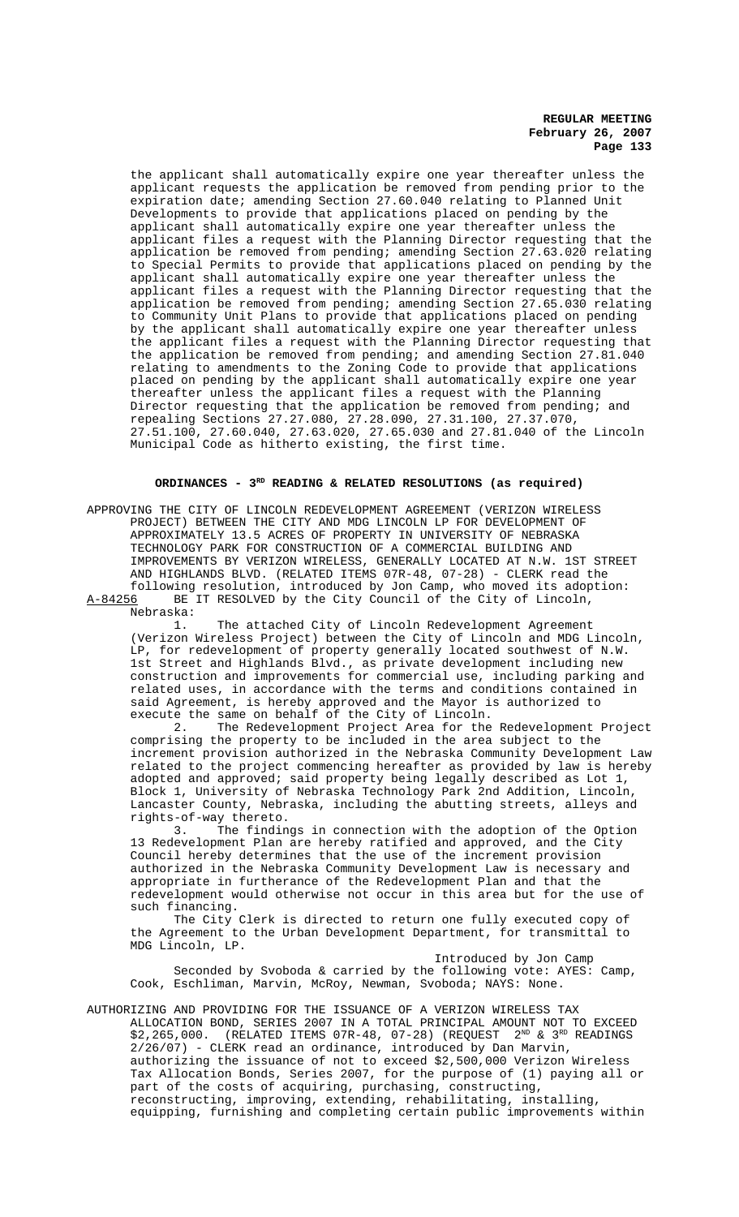the applicant shall automatically expire one year thereafter unless the applicant requests the application be removed from pending prior to the expiration date; amending Section 27.60.040 relating to Planned Unit Developments to provide that applications placed on pending by the applicant shall automatically expire one year thereafter unless the applicant files a request with the Planning Director requesting that the application be removed from pending; amending Section 27.63.020 relating to Special Permits to provide that applications placed on pending by the applicant shall automatically expire one year thereafter unless the applicant files a request with the Planning Director requesting that the application be removed from pending; amending Section 27.65.030 relating to Community Unit Plans to provide that applications placed on pending by the applicant shall automatically expire one year thereafter unless the applicant files a request with the Planning Director requesting that the application be removed from pending; and amending Section 27.81.040 relating to amendments to the Zoning Code to provide that applications placed on pending by the applicant shall automatically expire one year thereafter unless the applicant files a request with the Planning Director requesting that the application be removed from pending; and repealing Sections 27.27.080, 27.28.090, 27.31.100, 27.37.070, 27.51.100, 27.60.040, 27.63.020, 27.65.030 and 27.81.040 of the Lincoln Municipal Code as hitherto existing, the first time.

## ORDINANCES - 3RD READING & RELATED RESOLUTIONS (as required)

APPROVING THE CITY OF LINCOLN REDEVELOPMENT AGREEMENT (VERIZON WIRELESS PROJECT) BETWEEN THE CITY AND MDG LINCOLN LP FOR DEVELOPMENT OF APPROXIMATELY 13.5 ACRES OF PROPERTY IN UNIVERSITY OF NEBRASKA TECHNOLOGY PARK FOR CONSTRUCTION OF A COMMERCIAL BUILDING AND IMPROVEMENTS BY VERIZON WIRELESS, GENERALLY LOCATED AT N.W. 1ST STREET AND HIGHLANDS BLVD. (RELATED ITEMS 07R-48, 07-28) - CLERK read the following resolution, introduced by Jon Camp, who moved its adoption:

A-84256 BE IT RESOLVED by the City Council of the City of Lincoln, Nebraska:

1. The attached City of Lincoln Redevelopment Agreement (Verizon Wireless Project) between the City of Lincoln and MDG Lincoln, LP, for redevelopment of property generally located southwest of N.W. 1st Street and Highlands Blvd., as private development including new construction and improvements for commercial use, including parking and related uses, in accordance with the terms and conditions contained in said Agreement, is hereby approved and the Mayor is authorized to execute the same on behalf of the City of Lincoln.

2. The Redevelopment Project Area for the Redevelopment Project comprising the property to be included in the area subject to the increment provision authorized in the Nebraska Community Development Law related to the project commencing hereafter as provided by law is hereby adopted and approved; said property being legally described as Lot 1, Block 1, University of Nebraska Technology Park 2nd Addition, Lincoln, Lancaster County, Nebraska, including the abutting streets, alleys and rights-of-way thereto.

3. The findings in connection with the adoption of the Option 13 Redevelopment Plan are hereby ratified and approved, and the City Council hereby determines that the use of the increment provision authorized in the Nebraska Community Development Law is necessary and appropriate in furtherance of the Redevelopment Plan and that the redevelopment would otherwise not occur in this area but for the use of such financing.

The City Clerk is directed to return one fully executed copy of the Agreement to the Urban Development Department, for transmittal to MDG Lincoln, LP.

Introduced by Jon Camp

Seconded by Svoboda & carried by the following vote: AYES: Camp, Cook, Eschliman, Marvin, McRoy, Newman, Svoboda; NAYS: None.

AUTHORIZING AND PROVIDING FOR THE ISSUANCE OF A VERIZON WIRELESS TAX ALLOCATION BOND, SERIES 2007 IN A TOTAL PRINCIPAL AMOUNT NOT TO EXCEED $2,265,000. (RELATED ITEMS 07R-48, 07-28) (REQUEST 2ND & 3RD READINGS 2/26/07) - CLERK read an ordinance, introduced by Dan Marvin, authorizing the issuance of not to exceed $2,500,000 Verizon Wireless Tax Allocation Bonds, Series 2007, for the purpose of (1) paying all or part of the costs of acquiring, purchasing, constructing, reconstructing, improving, extending, rehabilitating, installing, equipping, furnishing and completing certain public improvements within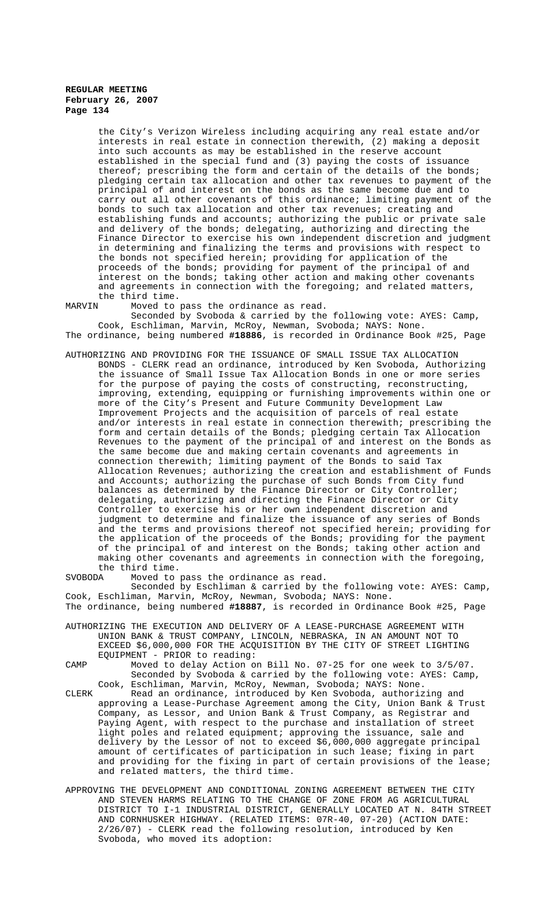the City's Verizon Wireless including acquiring any real estate and/or interests in real estate in connection therewith, (2) making a deposit into such accounts as may be established in the reserve account established in the special fund and (3) paying the costs of issuance thereof; prescribing the form and certain of the details of the bonds; pledging certain tax allocation and other tax revenues to payment of the principal of and interest on the bonds as the same become due and to carry out all other covenants of this ordinance; limiting payment of the bonds to such tax allocation and other tax revenues; creating and establishing funds and accounts; authorizing the public or private sale and delivery of the bonds; delegating, authorizing and directing the Finance Director to exercise his own independent discretion and judgment in determining and finalizing the terms and provisions with respect to the bonds not specified herein; providing for application of the proceeds of the bonds; providing for payment of the principal of and interest on the bonds; taking other action and making other covenants and agreements in connection with the foregoing; and related matters, the third time.

MARVIN Moved to pass the ordinance as read.
Seconded by Svoboda & carried by the following vote: AYES: Camp, Cook, Eschliman, Marvin, McRoy, Newman, Svoboda; NAYS: None.

The ordinance, being numbered **#18886**, is recorded in Ordinance Book #25, Page

AUTHORIZING AND PROVIDING FOR THE ISSUANCE OF SMALL ISSUE TAX ALLOCATION BONDS - CLERK read an ordinance, introduced by Ken Svoboda, Authorizing the issuance of Small Issue Tax Allocation Bonds in one or more series for the purpose of paying the costs of constructing, reconstructing, improving, extending, equipping or furnishing improvements within one or more of the City's Present and Future Community Development Law Improvement Projects and the acquisition of parcels of real estate and/or interests in real estate in connection therewith; prescribing the form and certain details of the Bonds; pledging certain Tax Allocation Revenues to the payment of the principal of and interest on the Bonds as the same become due and making certain covenants and agreements in connection therewith; limiting payment of the Bonds to said Tax Allocation Revenues; authorizing the creation and establishment of Funds and Accounts; authorizing the purchase of such Bonds from City fund balances as determined by the Finance Director or City Controller; delegating, authorizing and directing the Finance Director or City Controller to exercise his or her own independent discretion and judgment to determine and finalize the issuance of any series of Bonds and the terms and provisions thereof not specified herein; providing for the application of the proceeds of the Bonds; providing for the payment of the principal of and interest on the Bonds; taking other action and making other covenants and agreements in connection with the foregoing, the third time.

SVOBODA Moved to pass the ordinance as read.
Seconded by Eschliman & carried by the following vote: AYES: Camp, Cook, Eschliman, Marvin, McRoy, Newman, Svoboda; NAYS: None.

The ordinance, being numbered **#18887**, is recorded in Ordinance Book #25, Page

AUTHORIZING THE EXECUTION AND DELIVERY OF A LEASE-PURCHASE AGREEMENT WITH UNION BANK & TRUST COMPANY, LINCOLN, NEBRASKA, IN AN AMOUNT NOT TO EXCEED $6,000,000 FOR THE ACQUISITION BY THE CITY OF STREET LIGHTING EQUIPMENT - PRIOR to reading:

CAMP Moved to delay Action on Bill No. 07-25 for one week to 3/5/07.
Seconded by Svoboda & carried by the following vote: AYES: Camp, Cook, Eschliman, Marvin, McRoy, Newman, Svoboda; NAYS: None.

CLERK Read an ordinance, introduced by Ken Svoboda, authorizing and approving a Lease-Purchase Agreement among the City, Union Bank & Trust Company, as Lessor, and Union Bank & Trust Company, as Registrar and Paying Agent, with respect to the purchase and installation of street light poles and related equipment; approving the issuance, sale and delivery by the Lessor of not to exceed $6,000,000 aggregate principal amount of certificates of participation in such lease; fixing in part and providing for the fixing in part of certain provisions of the lease; and related matters, the third time.

APPROVING THE DEVELOPMENT AND CONDITIONAL ZONING AGREEMENT BETWEEN THE CITY AND STEVEN HARMS RELATING TO THE CHANGE OF ZONE FROM AG AGRICULTURAL DISTRICT TO I-1 INDUSTRIAL DISTRICT, GENERALLY LOCATED AT N. 84TH STREET AND CORNHUSKER HIGHWAY. (RELATED ITEMS: 07R-40, 07-20) (ACTION DATE: 2/26/07) - CLERK read the following resolution, introduced by Ken Svoboda, who moved its adoption: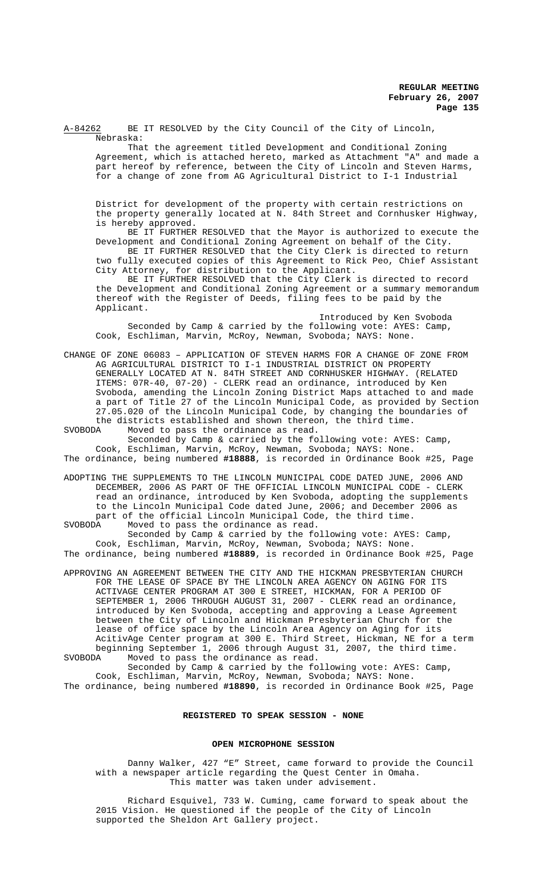A-84262 BE IT RESOLVED by the City Council of the City of Lincoln, Nebraska:

That the agreement titled Development and Conditional Zoning Agreement, which is attached hereto, marked as Attachment "A" and made a part hereof by reference, between the City of Lincoln and Steven Harms, for a change of zone from AG Agricultural District to I-1 Industrial District for development of the property with certain restrictions on the property generally located at N. 84th Street and Cornhusker Highway, is hereby approved.

BE IT FURTHER RESOLVED that the Mayor is authorized to execute the Development and Conditional Zoning Agreement on behalf of the City.

BE IT FURTHER RESOLVED that the City Clerk is directed to return two fully executed copies of this Agreement to Rick Peo, Chief Assistant City Attorney, for distribution to the Applicant.

BE IT FURTHER RESOLVED that the City Clerk is directed to record the Development and Conditional Zoning Agreement or a summary memorandum thereof with the Register of Deeds, filing fees to be paid by the Applicant.

Introduced by Ken Svoboda

Seconded by Camp & carried by the following vote: AYES: Camp, Cook, Eschliman, Marvin, McRoy, Newman, Svoboda; NAYS: None.

CHANGE OF ZONE 06083 – APPLICATION OF STEVEN HARMS FOR A CHANGE OF ZONE FROM AG AGRICULTURAL DISTRICT TO I-1 INDUSTRIAL DISTRICT ON PROPERTY GENERALLY LOCATED AT N. 84TH STREET AND CORNHUSKER HIGHWAY. (RELATED ITEMS: 07R-40, 07-20) - CLERK read an ordinance, introduced by Ken Svoboda, amending the Lincoln Zoning District Maps attached to and made a part of Title 27 of the Lincoln Municipal Code, as provided by Section 27.05.020 of the Lincoln Municipal Code, by changing the boundaries of the districts established and shown thereon, the third time.

SVOBODA Moved to pass the ordinance as read.

Seconded by Camp & carried by the following vote: AYES: Camp, Cook, Eschliman, Marvin, McRoy, Newman, Svoboda; NAYS: None.

The ordinance, being numbered **#18888**, is recorded in Ordinance Book #25, Page

ADOPTING THE SUPPLEMENTS TO THE LINCOLN MUNICIPAL CODE DATED JUNE, 2006 AND DECEMBER, 2006 AS PART OF THE OFFICIAL LINCOLN MUNICIPAL CODE - CLERK read an ordinance, introduced by Ken Svoboda, adopting the supplements to the Lincoln Municipal Code dated June, 2006; and December 2006 as part of the official Lincoln Municipal Code, the third time.

SVOBODA Moved to pass the ordinance as read.

Seconded by Camp & carried by the following vote: AYES: Camp, Cook, Eschliman, Marvin, McRoy, Newman, Svoboda; NAYS: None.

The ordinance, being numbered **#18889**, is recorded in Ordinance Book #25, Page

APPROVING AN AGREEMENT BETWEEN THE CITY AND THE HICKMAN PRESBYTERIAN CHURCH FOR THE LEASE OF SPACE BY THE LINCOLN AREA AGENCY ON AGING FOR ITS ACTIVAGE CENTER PROGRAM AT 300 E STREET, HICKMAN, FOR A PERIOD OF SEPTEMBER 1, 2006 THROUGH AUGUST 31, 2007 - CLERK read an ordinance, introduced by Ken Svoboda, accepting and approving a Lease Agreement between the City of Lincoln and Hickman Presbyterian Church for the lease of office space by the Lincoln Area Agency on Aging for its AcitivAge Center program at 300 E. Third Street, Hickman, NE for a term beginning September 1, 2006 through August 31, 2007, the third time.

SVOBODA Moved to pass the ordinance as read.

Seconded by Camp & carried by the following vote: AYES: Camp, Cook, Eschliman, Marvin, McRoy, Newman, Svoboda; NAYS: None.

The ordinance, being numbered **#18890**, is recorded in Ordinance Book #25, Page

## REGISTERED TO SPEAK SESSION - NONE

## OPEN MICROPHONE SESSION

Danny Walker, 427 "E" Street, came forward to provide the Council with a newspaper article regarding the Quest Center in Omaha. This matter was taken under advisement.

Richard Esquivel, 733 W. Cuming, came forward to speak about the 2015 Vision. He questioned if the people of the City of Lincoln supported the Sheldon Art Gallery project.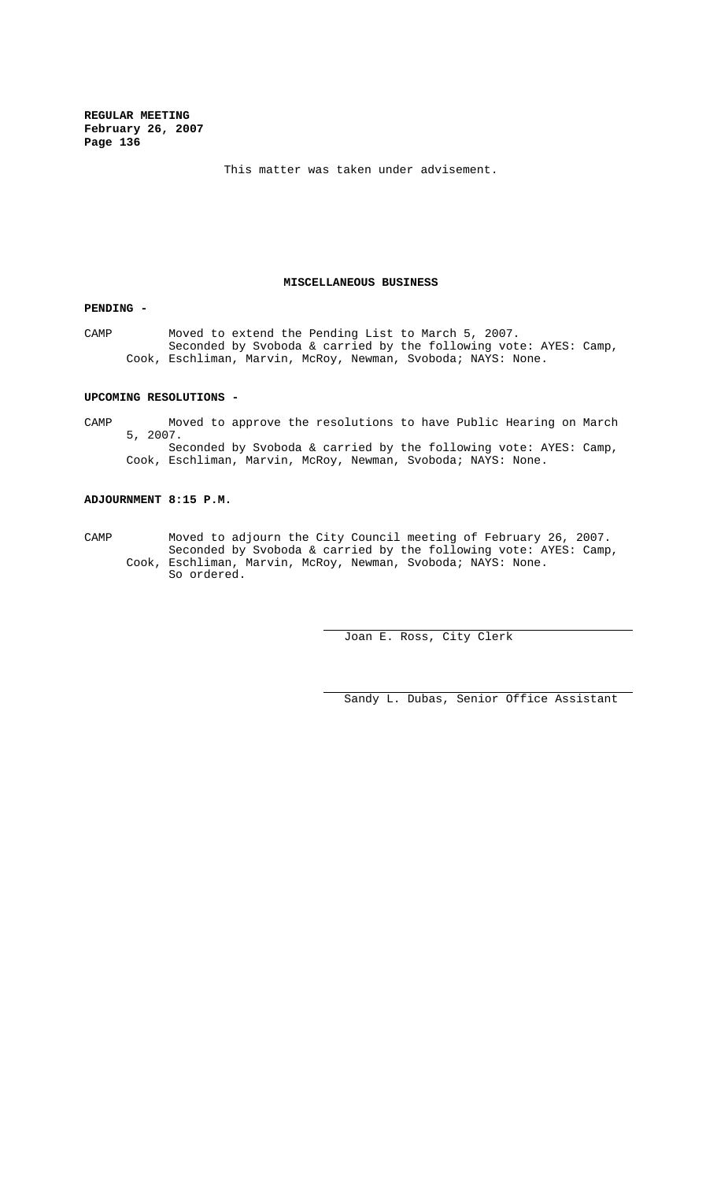This matter was taken under advisement.

**MISCELLANEOUS BUSINESS**

**PENDING -**

CAMP Moved to extend the Pending List to March 5, 2007.
Seconded by Svoboda & carried by the following vote: AYES: Camp, Cook, Eschliman, Marvin, McRoy, Newman, Svoboda; NAYS: None.

**UPCOMING RESOLUTIONS -**

CAMP Moved to approve the resolutions to have Public Hearing on March 5, 2007.
Seconded by Svoboda & carried by the following vote: AYES: Camp, Cook, Eschliman, Marvin, McRoy, Newman, Svoboda; NAYS: None.

**ADJOURNMENT 8:15 P.M.**

CAMP Moved to adjourn the City Council meeting of February 26, 2007.
Seconded by Svoboda & carried by the following vote: AYES: Camp, Cook, Eschliman, Marvin, McRoy, Newman, Svoboda; NAYS: None.
So ordered.

Joan E. Ross, City Clerk

Sandy L. Dubas, Senior Office Assistant